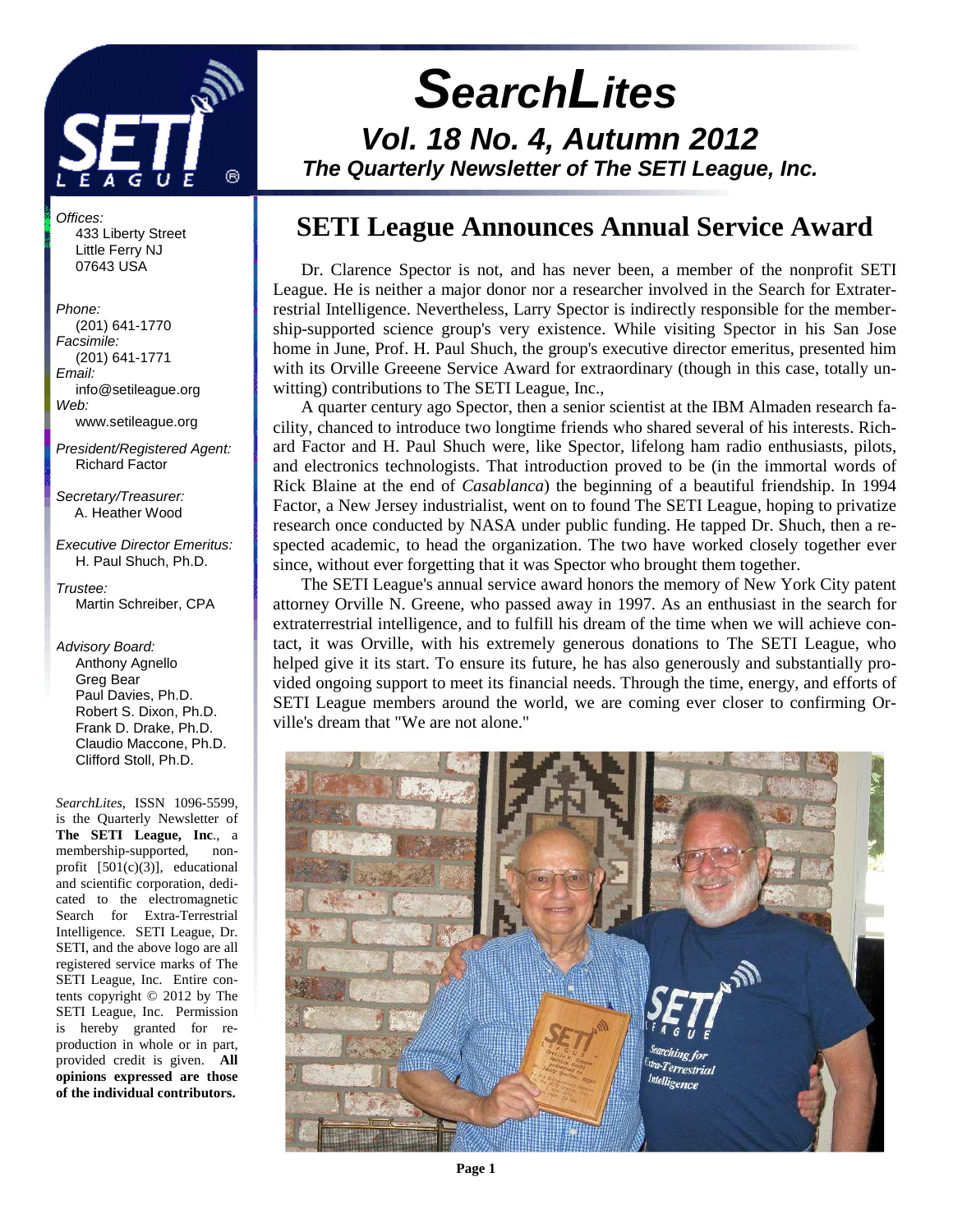# SearchLites

## Vol. 18 No. 4, Autumn 2012

### The Quarterly Newsletter of The SETI League, Inc.

*Offices:*
433 Liberty Street
Little Ferry NJ
07643 USA

*Phone:*
(201) 641-1770
*Facsimile:*
(201) 641-1771
*Email:*
info@setileague.org
*Web:*
www.setileague.org

*President/Registered Agent:*
Richard Factor

*Secretary/Treasurer:*
A. Heather Wood

*Executive Director Emeritus:*
H. Paul Shuch, Ph.D.

*Trustee:*
Martin Schreiber, CPA

*Advisory Board:*
Anthony Agnello
Greg Bear
Paul Davies, Ph.D.
Robert S. Dixon, Ph.D.
Frank D. Drake, Ph.D.
Claudio Maccone, Ph.D.
Clifford Stoll, Ph.D.

*SearchLites*, ISSN 1096-5599, is the Quarterly Newsletter of **The SETI League, Inc**., a membership-supported, non-profit [501(c)(3)], educational and scientific corporation, dedicated to the electromagnetic Search for Extra-Terrestrial Intelligence. SETI League, Dr. SETI, and the above logo are all registered service marks of The SETI League, Inc. Entire contents copyright © 2012 by The SETI League, Inc. Permission is hereby granted for reproduction in whole or in part, provided credit is given. **All opinions expressed are those of the individual contributors.**

## SETI League Announces Annual Service Award

Dr. Clarence Spector is not, and has never been, a member of the nonprofit SETI League. He is neither a major donor nor a researcher involved in the Search for Extraterrestrial Intelligence. Nevertheless, Larry Spector is indirectly responsible for the membership-supported science group's very existence. While visiting Spector in his San Jose home in June, Prof. H. Paul Shuch, the group's executive director emeritus, presented him with its Orville Greeene Service Award for extraordinary (though in this case, totally unwitting) contributions to The SETI League, Inc.,

A quarter century ago Spector, then a senior scientist at the IBM Almaden research facility, chanced to introduce two longtime friends who shared several of his interests. Richard Factor and H. Paul Shuch were, like Spector, lifelong ham radio enthusiasts, pilots, and electronics technologists. That introduction proved to be (in the immortal words of Rick Blaine at the end of *Casablanca*) the beginning of a beautiful friendship. In 1994 Factor, a New Jersey industrialist, went on to found The SETI League, hoping to privatize research once conducted by NASA under public funding. He tapped Dr. Shuch, then a respected academic, to head the organization. The two have worked closely together ever since, without ever forgetting that it was Spector who brought them together.

The SETI League's annual service award honors the memory of New York City patent attorney Orville N. Greene, who passed away in 1997. As an enthusiast in the search for extraterrestrial intelligence, and to fulfill his dream of the time when we will achieve contact, it was Orville, with his extremely generous donations to The SETI League, who helped give it its start. To ensure its future, he has also generously and substantially provided ongoing support to meet its financial needs. Through the time, energy, and efforts of SETI League members around the world, we are coming ever closer to confirming Orville's dream that "We are not alone."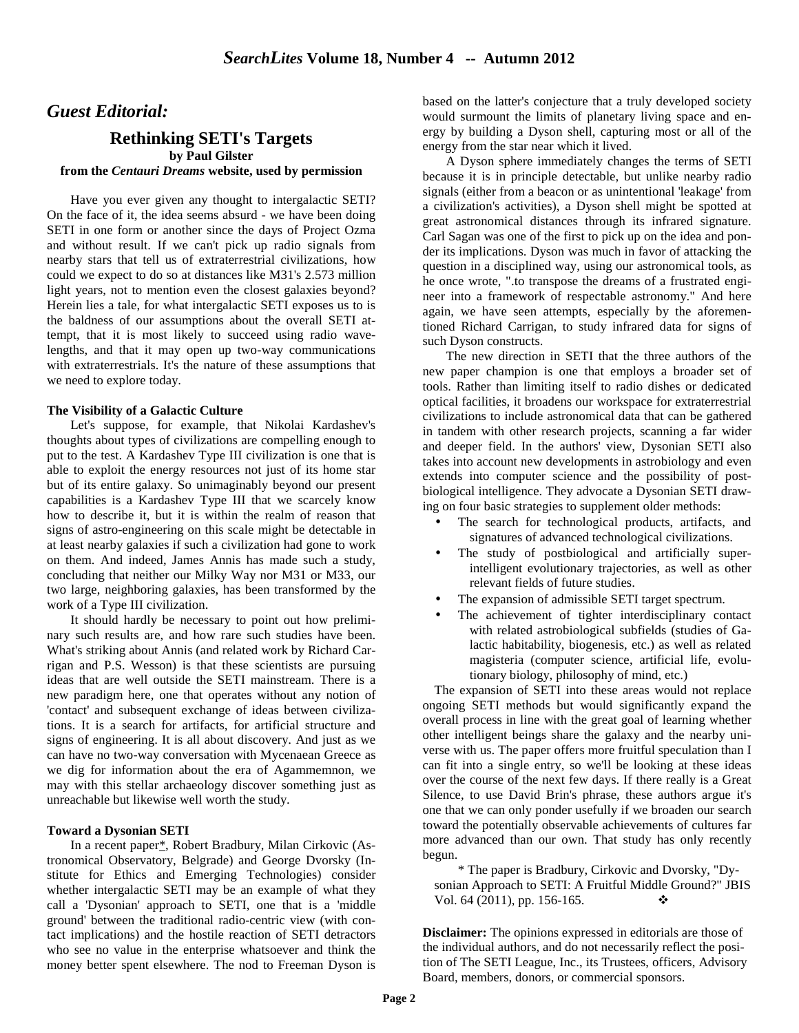## *Guest Editorial:*

### Rethinking SETI's Targets

**by Paul Gilster**

**from the *Centauri Dreams* website, used by permission**

Have you ever given any thought to intergalactic SETI? On the face of it, the idea seems absurd - we have been doing SETI in one form or another since the days of Project Ozma and without result. If we can't pick up radio signals from nearby stars that tell us of extraterrestrial civilizations, how could we expect to do so at distances like M31's 2.573 million light years, not to mention even the closest galaxies beyond? Herein lies a tale, for what intergalactic SETI exposes us to is the baldness of our assumptions about the overall SETI attempt, that it is most likely to succeed using radio wavelengths, and that it may open up two-way communications with extraterrestrials. It's the nature of these assumptions that we need to explore today.

**The Visibility of a Galactic Culture**

Let's suppose, for example, that Nikolai Kardashev's thoughts about types of civilizations are compelling enough to put to the test. A Kardashev Type III civilization is one that is able to exploit the energy resources not just of its home star but of its entire galaxy. So unimaginably beyond our present capabilities is a Kardashev Type III that we scarcely know how to describe it, but it is within the realm of reason that signs of astro-engineering on this scale might be detectable in at least nearby galaxies if such a civilization had gone to work on them. And indeed, James Annis has made such a study, concluding that neither our Milky Way nor M31 or M33, our two large, neighboring galaxies, has been transformed by the work of a Type III civilization.

It should hardly be necessary to point out how preliminary such results are, and how rare such studies have been. What's striking about Annis (and related work by Richard Carrigan and P.S. Wesson) is that these scientists are pursuing ideas that are well outside the SETI mainstream. There is a new paradigm here, one that operates without any notion of 'contact' and subsequent exchange of ideas between civilizations. It is a search for artifacts, for artificial structure and signs of engineering. It is all about discovery. And just as we can have no two-way conversation with Mycenaean Greece as we dig for information about the era of Agammemnon, we may with this stellar archaeology discover something just as unreachable but likewise well worth the study.

**Toward a Dysonian SETI**

In a recent paper*, Robert Bradbury, Milan Cirkovic (Astronomical Observatory, Belgrade) and George Dvorsky (Institute for Ethics and Emerging Technologies) consider whether intergalactic SETI may be an example of what they call a 'Dysonian' approach to SETI, one that is a 'middle ground' between the traditional radio-centric view (with contact implications) and the hostile reaction of SETI detractors who see no value in the enterprise whatsoever and think the money better spent elsewhere. The nod to Freeman Dyson is based on the latter's conjecture that a truly developed society would surmount the limits of planetary living space and energy by building a Dyson shell, capturing most or all of the energy from the star near which it lived.

A Dyson sphere immediately changes the terms of SETI because it is in principle detectable, but unlike nearby radio signals (either from a beacon or as unintentional 'leakage' from a civilization's activities), a Dyson shell might be spotted at great astronomical distances through its infrared signature. Carl Sagan was one of the first to pick up on the idea and ponder its implications. Dyson was much in favor of attacking the question in a disciplined way, using our astronomical tools, as he once wrote, ".to transpose the dreams of a frustrated engineer into a framework of respectable astronomy." And here again, we have seen attempts, especially by the aforementioned Richard Carrigan, to study infrared data for signs of such Dyson constructs.

The new direction in SETI that the three authors of the new paper champion is one that employs a broader set of tools. Rather than limiting itself to radio dishes or dedicated optical facilities, it broadens our workspace for extraterrestrial civilizations to include astronomical data that can be gathered in tandem with other research projects, scanning a far wider and deeper field. In the authors' view, Dysonian SETI also takes into account new developments in astrobiology and even extends into computer science and the possibility of postbiological intelligence. They advocate a Dysonian SETI drawing on four basic strategies to supplement older methods:

- The search for technological products, artifacts, and signatures of advanced technological civilizations.
- The study of postbiological and artificially superintelligent evolutionary trajectories, as well as other relevant fields of future studies.
- The expansion of admissible SETI target spectrum.
- The achievement of tighter interdisciplinary contact with related astrobiological subfields (studies of Galactic habitability, biogenesis, etc.) as well as related magisteria (computer science, artificial life, evolutionary biology, philosophy of mind, etc.)

The expansion of SETI into these areas would not replace ongoing SETI methods but would significantly expand the overall process in line with the great goal of learning whether other intelligent beings share the galaxy and the nearby universe with us. The paper offers more fruitful speculation than I can fit into a single entry, so we'll be looking at these ideas over the course of the next few days. If there really is a Great Silence, to use David Brin's phrase, these authors argue it's one that we can only ponder usefully if we broaden our search toward the potentially observable achievements of cultures far more advanced than our own. That study has only recently begun.

\* The paper is Bradbury, Cirkovic and Dvorsky, "Dysonian Approach to SETI: A Fruitful Middle Ground?" JBIS Vol. 64 (2011), pp. 156-165. ❖

**Disclaimer:** The opinions expressed in editorials are those of the individual authors, and do not necessarily reflect the position of The SETI League, Inc., its Trustees, officers, Advisory Board, members, donors, or commercial sponsors.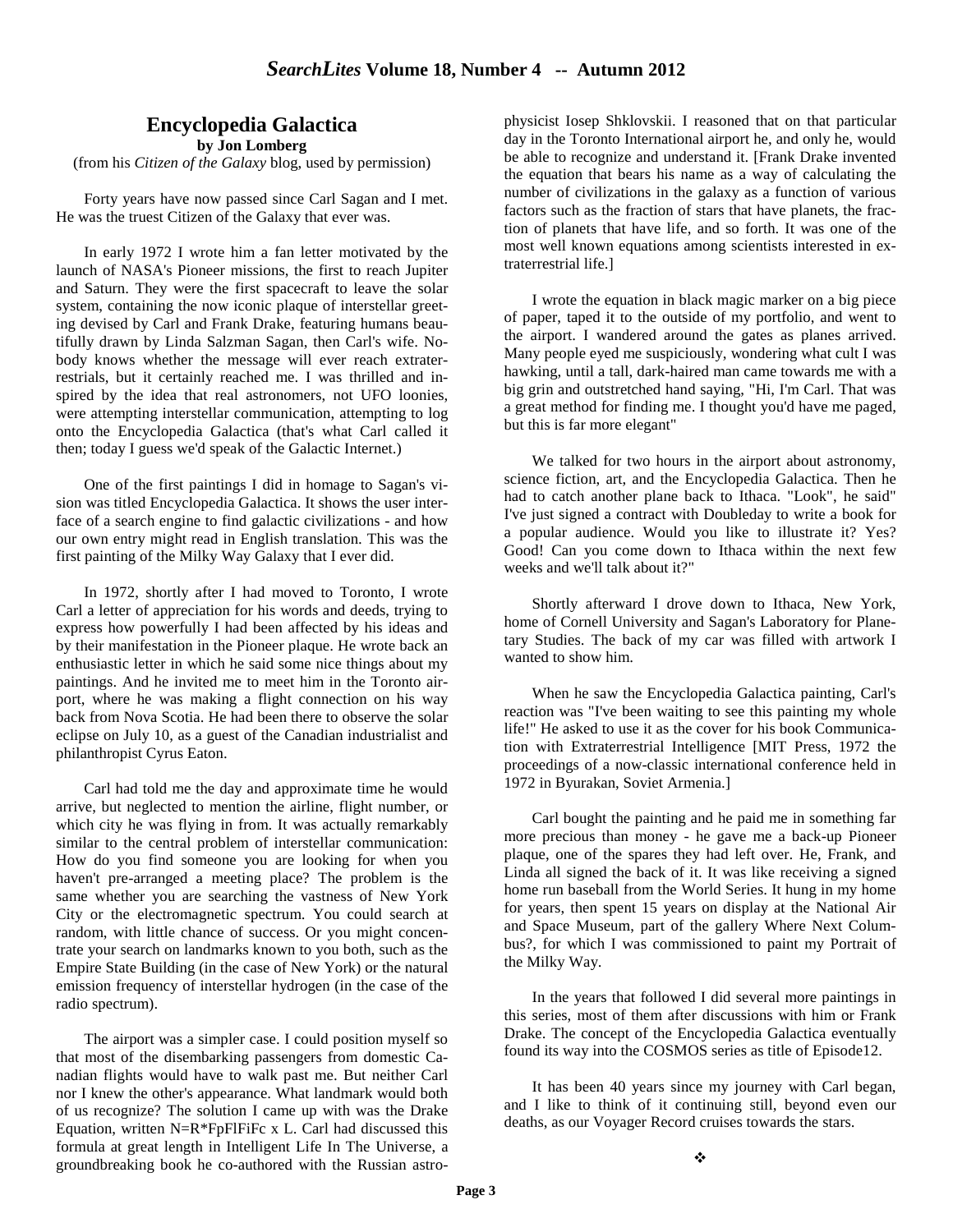## Encyclopedia Galactica

**by Jon Lomberg**

(from his *Citizen of the Galaxy* blog, used by permission)

Forty years have now passed since Carl Sagan and I met. He was the truest Citizen of the Galaxy that ever was.

In early 1972 I wrote him a fan letter motivated by the launch of NASA's Pioneer missions, the first to reach Jupiter and Saturn. They were the first spacecraft to leave the solar system, containing the now iconic plaque of interstellar greeting devised by Carl and Frank Drake, featuring humans beautifully drawn by Linda Salzman Sagan, then Carl's wife. Nobody knows whether the message will ever reach extraterrestrials, but it certainly reached me. I was thrilled and inspired by the idea that real astronomers, not UFO loonies, were attempting interstellar communication, attempting to log onto the Encyclopedia Galactica (that's what Carl called it then; today I guess we'd speak of the Galactic Internet.)

One of the first paintings I did in homage to Sagan's vision was titled Encyclopedia Galactica. It shows the user interface of a search engine to find galactic civilizations - and how our own entry might read in English translation. This was the first painting of the Milky Way Galaxy that I ever did.

In 1972, shortly after I had moved to Toronto, I wrote Carl a letter of appreciation for his words and deeds, trying to express how powerfully I had been affected by his ideas and by their manifestation in the Pioneer plaque. He wrote back an enthusiastic letter in which he said some nice things about my paintings. And he invited me to meet him in the Toronto airport, where he was making a flight connection on his way back from Nova Scotia. He had been there to observe the solar eclipse on July 10, as a guest of the Canadian industrialist and philanthropist Cyrus Eaton.

Carl had told me the day and approximate time he would arrive, but neglected to mention the airline, flight number, or which city he was flying in from. It was actually remarkably similar to the central problem of interstellar communication: How do you find someone you are looking for when you haven't pre-arranged a meeting place? The problem is the same whether you are searching the vastness of New York City or the electromagnetic spectrum. You could search at random, with little chance of success. Or you might concentrate your search on landmarks known to you both, such as the Empire State Building (in the case of New York) or the natural emission frequency of interstellar hydrogen (in the case of the radio spectrum).

The airport was a simpler case. I could position myself so that most of the disembarking passengers from domestic Canadian flights would have to walk past me. But neither Carl nor I knew the other's appearance. What landmark would both of us recognize? The solution I came up with was the Drake Equation, written N=R*FpFlFiFc x L. Carl had discussed this formula at great length in Intelligent Life In The Universe, a groundbreaking book he co-authored with the Russian astrophysicist Iosep Shklovskii. I reasoned that on that particular day in the Toronto International airport he, and only he, would be able to recognize and understand it. [Frank Drake invented the equation that bears his name as a way of calculating the number of civilizations in the galaxy as a function of various factors such as the fraction of stars that have planets, the fraction of planets that have life, and so forth. It was one of the most well known equations among scientists interested in extraterrestrial life.]

I wrote the equation in black magic marker on a big piece of paper, taped it to the outside of my portfolio, and went to the airport. I wandered around the gates as planes arrived. Many people eyed me suspiciously, wondering what cult I was hawking, until a tall, dark-haired man came towards me with a big grin and outstretched hand saying, "Hi, I'm Carl. That was a great method for finding me. I thought you'd have me paged, but this is far more elegant"

We talked for two hours in the airport about astronomy, science fiction, art, and the Encyclopedia Galactica. Then he had to catch another plane back to Ithaca. "Look", he said" I've just signed a contract with Doubleday to write a book for a popular audience. Would you like to illustrate it? Yes? Good! Can you come down to Ithaca within the next few weeks and we'll talk about it?"

Shortly afterward I drove down to Ithaca, New York, home of Cornell University and Sagan's Laboratory for Planetary Studies. The back of my car was filled with artwork I wanted to show him.

When he saw the Encyclopedia Galactica painting, Carl's reaction was "I've been waiting to see this painting my whole life!" He asked to use it as the cover for his book Communication with Extraterrestrial Intelligence [MIT Press, 1972 the proceedings of a now-classic international conference held in 1972 in Byurakan, Soviet Armenia.]

Carl bought the painting and he paid me in something far more precious than money - he gave me a back-up Pioneer plaque, one of the spares they had left over. He, Frank, and Linda all signed the back of it. It was like receiving a signed home run baseball from the World Series. It hung in my home for years, then spent 15 years on display at the National Air and Space Museum, part of the gallery Where Next Columbus?, for which I was commissioned to paint my Portrait of the Milky Way.

In the years that followed I did several more paintings in this series, most of them after discussions with him or Frank Drake. The concept of the Encyclopedia Galactica eventually found its way into the COSMOS series as title of Episode12.

It has been 40 years since my journey with Carl began, and I like to think of it continuing still, beyond even our deaths, as our Voyager Record cruises towards the stars.

❖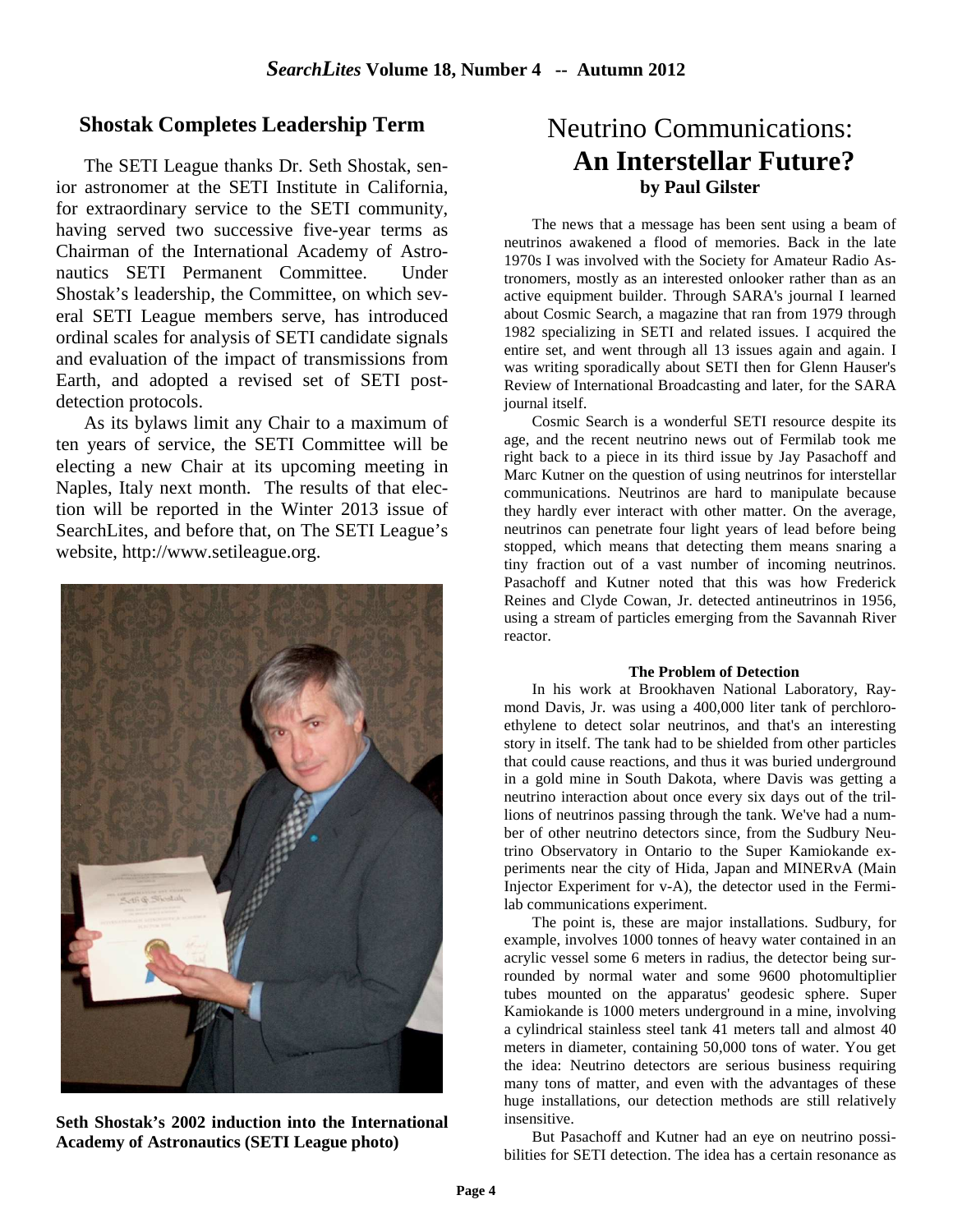## Shostak Completes Leadership Term

The SETI League thanks Dr. Seth Shostak, senior astronomer at the SETI Institute in California, for extraordinary service to the SETI community, having served two successive five-year terms as Chairman of the International Academy of Astronautics SETI Permanent Committee. Under Shostak's leadership, the Committee, on which several SETI League members serve, has introduced ordinal scales for analysis of SETI candidate signals and evaluation of the impact of transmissions from Earth, and adopted a revised set of SETI post-detection protocols.

As its bylaws limit any Chair to a maximum of ten years of service, the SETI Committee will be electing a new Chair at its upcoming meeting in Naples, Italy next month. The results of that election will be reported in the Winter 2013 issue of SearchLites, and before that, on The SETI League's website, http://www.setileague.org.

**Seth Shostak's 2002 induction into the International Academy of Astronautics (SETI League photo)**

# Neutrino Communications: **An Interstellar Future?**

**by Paul Gilster**

The news that a message has been sent using a beam of neutrinos awakened a flood of memories. Back in the late 1970s I was involved with the Society for Amateur Radio Astronomers, mostly as an interested onlooker rather than as an active equipment builder. Through SARA's journal I learned about Cosmic Search, a magazine that ran from 1979 through 1982 specializing in SETI and related issues. I acquired the entire set, and went through all 13 issues again and again. I was writing sporadically about SETI then for Glenn Hauser's Review of International Broadcasting and later, for the SARA journal itself.

Cosmic Search is a wonderful SETI resource despite its age, and the recent neutrino news out of Fermilab took me right back to a piece in its third issue by Jay Pasachoff and Marc Kutner on the question of using neutrinos for interstellar communications. Neutrinos are hard to manipulate because they hardly ever interact with other matter. On the average, neutrinos can penetrate four light years of lead before being stopped, which means that detecting them means snaring a tiny fraction out of a vast number of incoming neutrinos. Pasachoff and Kutner noted that this was how Frederick Reines and Clyde Cowan, Jr. detected antineutrinos in 1956, using a stream of particles emerging from the Savannah River reactor.

**The Problem of Detection**

In his work at Brookhaven National Laboratory, Raymond Davis, Jr. was using a 400,000 liter tank of perchloroethylene to detect solar neutrinos, and that's an interesting story in itself. The tank had to be shielded from other particles that could cause reactions, and thus it was buried underground in a gold mine in South Dakota, where Davis was getting a neutrino interaction about once every six days out of the trillions of neutrinos passing through the tank. We've had a number of other neutrino detectors since, from the Sudbury Neutrino Observatory in Ontario to the Super Kamiokande experiments near the city of Hida, Japan and MINERvA (Main Injector Experiment for v-A), the detector used in the Fermilab communications experiment.

The point is, these are major installations. Sudbury, for example, involves 1000 tonnes of heavy water contained in an acrylic vessel some 6 meters in radius, the detector being surrounded by normal water and some 9600 photomultiplier tubes mounted on the apparatus' geodesic sphere. Super Kamiokande is 1000 meters underground in a mine, involving a cylindrical stainless steel tank 41 meters tall and almost 40 meters in diameter, containing 50,000 tons of water. You get the idea: Neutrino detectors are serious business requiring many tons of matter, and even with the advantages of these huge installations, our detection methods are still relatively insensitive.

But Pasachoff and Kutner had an eye on neutrino possibilities for SETI detection. The idea has a certain resonance as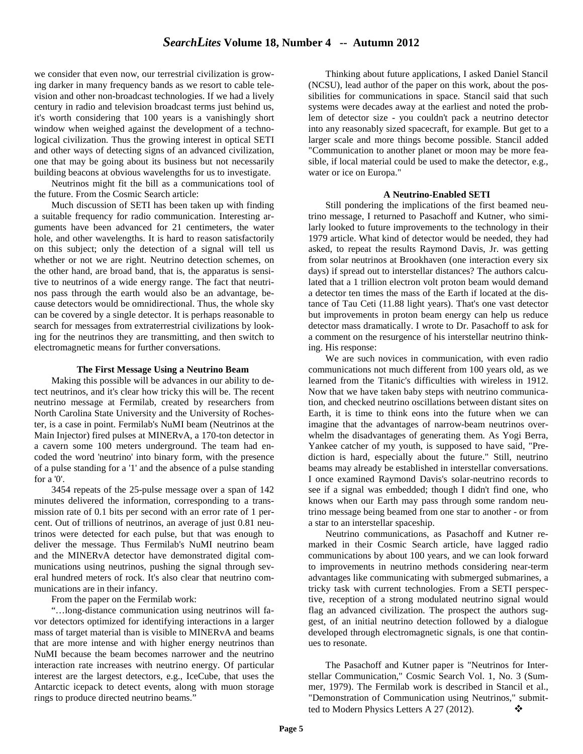we consider that even now, our terrestrial civilization is growing darker in many frequency bands as we resort to cable television and other non-broadcast technologies. If we had a lively century in radio and television broadcast terms just behind us, it's worth considering that 100 years is a vanishingly short window when weighed against the development of a technological civilization. Thus the growing interest in optical SETI and other ways of detecting signs of an advanced civilization, one that may be going about its business but not necessarily building beacons at obvious wavelengths for us to investigate.

Neutrinos might fit the bill as a communications tool of the future. From the Cosmic Search article:

Much discussion of SETI has been taken up with finding a suitable frequency for radio communication. Interesting arguments have been advanced for 21 centimeters, the water hole, and other wavelengths. It is hard to reason satisfactorily on this subject; only the detection of a signal will tell us whether or not we are right. Neutrino detection schemes, on the other hand, are broad band, that is, the apparatus is sensitive to neutrinos of a wide energy range. The fact that neutrinos pass through the earth would also be an advantage, because detectors would be omnidirectional. Thus, the whole sky can be covered by a single detector. It is perhaps reasonable to search for messages from extraterrestrial civilizations by looking for the neutrinos they are transmitting, and then switch to electromagnetic means for further conversations.

### The First Message Using a Neutrino Beam

Making this possible will be advances in our ability to detect neutrinos, and it's clear how tricky this will be. The recent neutrino message at Fermilab, created by researchers from North Carolina State University and the University of Rochester, is a case in point. Fermilab's NuMI beam (Neutrinos at the Main Injector) fired pulses at MINERvA, a 170-ton detector in a cavern some 100 meters underground. The team had encoded the word 'neutrino' into binary form, with the presence of a pulse standing for a '1' and the absence of a pulse standing for a '0'.

3454 repeats of the 25-pulse message over a span of 142 minutes delivered the information, corresponding to a transmission rate of 0.1 bits per second with an error rate of 1 percent. Out of trillions of neutrinos, an average of just 0.81 neutrinos were detected for each pulse, but that was enough to deliver the message. Thus Fermilab's NuMI neutrino beam and the MINERvA detector have demonstrated digital communications using neutrinos, pushing the signal through several hundred meters of rock. It's also clear that neutrino communications are in their infancy.

From the paper on the Fermilab work:

"…long-distance communication using neutrinos will favor detectors optimized for identifying interactions in a larger mass of target material than is visible to MINERvA and beams that are more intense and with higher energy neutrinos than NuMI because the beam becomes narrower and the neutrino interaction rate increases with neutrino energy. Of particular interest are the largest detectors, e.g., IceCube, that uses the Antarctic icepack to detect events, along with muon storage rings to produce directed neutrino beams."

Thinking about future applications, I asked Daniel Stancil (NCSU), lead author of the paper on this work, about the possibilities for communications in space. Stancil said that such systems were decades away at the earliest and noted the problem of detector size - you couldn't pack a neutrino detector into any reasonably sized spacecraft, for example. But get to a larger scale and more things become possible. Stancil added "Communication to another planet or moon may be more feasible, if local material could be used to make the detector, e.g., water or ice on Europa."

### A Neutrino-Enabled SETI

Still pondering the implications of the first beamed neutrino message, I returned to Pasachoff and Kutner, who similarly looked to future improvements to the technology in their 1979 article. What kind of detector would be needed, they had asked, to repeat the results Raymond Davis, Jr. was getting from solar neutrinos at Brookhaven (one interaction every six days) if spread out to interstellar distances? The authors calculated that a 1 trillion electron volt proton beam would demand a detector ten times the mass of the Earth if located at the distance of Tau Ceti (11.88 light years). That's one vast detector but improvements in proton beam energy can help us reduce detector mass dramatically. I wrote to Dr. Pasachoff to ask for a comment on the resurgence of his interstellar neutrino thinking. His response:

We are such novices in communication, with even radio communications not much different from 100 years old, as we learned from the Titanic's difficulties with wireless in 1912. Now that we have taken baby steps with neutrino communication, and checked neutrino oscillations between distant sites on Earth, it is time to think eons into the future when we can imagine that the advantages of narrow-beam neutrinos overwhelm the disadvantages of generating them. As Yogi Berra, Yankee catcher of my youth, is supposed to have said, "Prediction is hard, especially about the future." Still, neutrino beams may already be established in interstellar conversations. I once examined Raymond Davis's solar-neutrino records to see if a signal was embedded; though I didn't find one, who knows when our Earth may pass through some random neutrino message being beamed from one star to another - or from a star to an interstellar spaceship.

Neutrino communications, as Pasachoff and Kutner remarked in their Cosmic Search article, have lagged radio communications by about 100 years, and we can look forward to improvements in neutrino methods considering near-term advantages like communicating with submerged submarines, a tricky task with current technologies. From a SETI perspective, reception of a strong modulated neutrino signal would flag an advanced civilization. The prospect the authors suggest, of an initial neutrino detection followed by a dialogue developed through electromagnetic signals, is one that continues to resonate.

The Pasachoff and Kutner paper is "Neutrinos for Interstellar Communication," Cosmic Search Vol. 1, No. 3 (Summer, 1979). The Fermilab work is described in Stancil et al., "Demonstration of Communication using Neutrinos," submitted to Modern Physics Letters A 27 (2012). ❖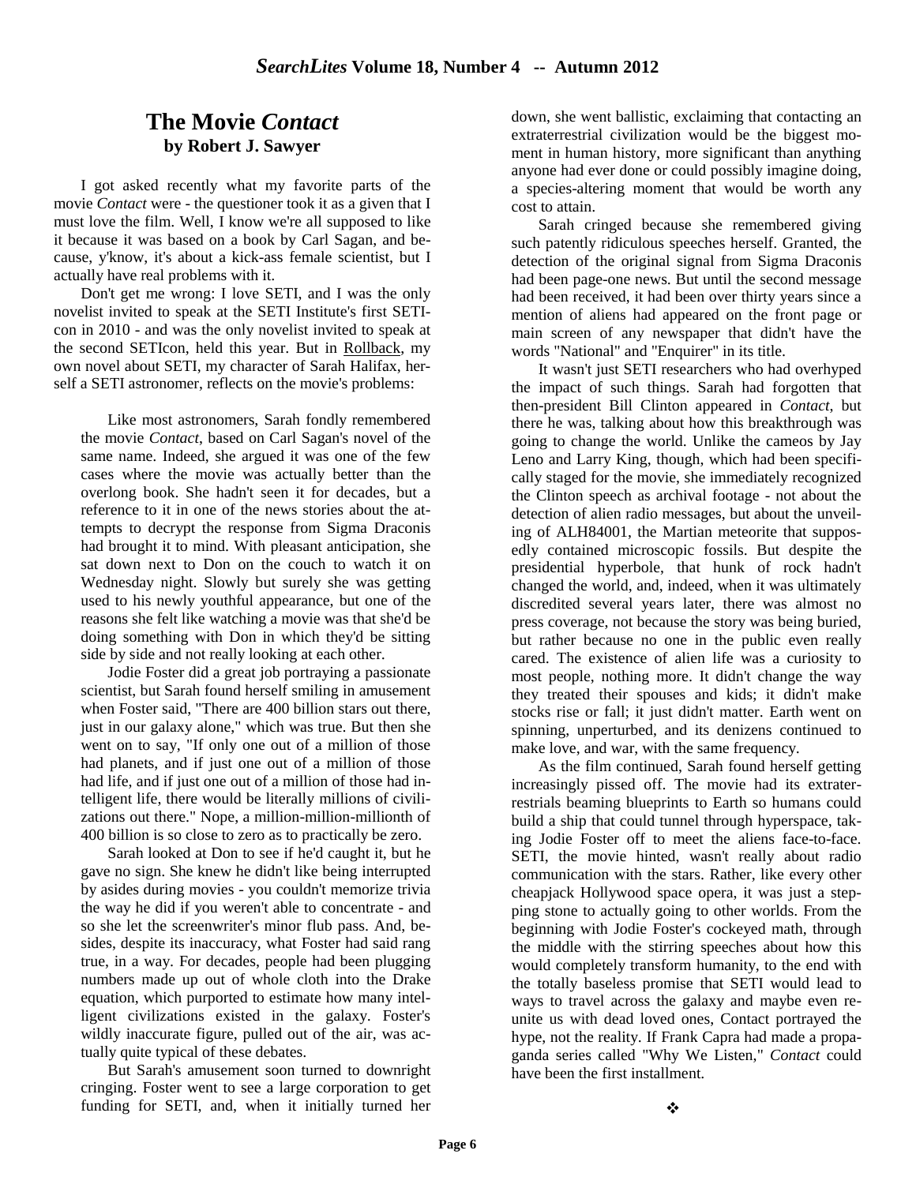# The Movie *Contact*

**by Robert J. Sawyer**

I got asked recently what my favorite parts of the movie *Contact* were - the questioner took it as a given that I must love the film. Well, I know we're all supposed to like it because it was based on a book by Carl Sagan, and because, y'know, it's about a kick-ass female scientist, but I actually have real problems with it.

Don't get me wrong: I love SETI, and I was the only novelist invited to speak at the SETI Institute's first SETIcon in 2010 - and was the only novelist invited to speak at the second SETIcon, held this year. But in Rollback, my own novel about SETI, my character of Sarah Halifax, herself a SETI astronomer, reflects on the movie's problems:

> Like most astronomers, Sarah fondly remembered the movie *Contact*, based on Carl Sagan's novel of the same name. Indeed, she argued it was one of the few cases where the movie was actually better than the overlong book. She hadn't seen it for decades, but a reference to it in one of the news stories about the attempts to decrypt the response from Sigma Draconis had brought it to mind. With pleasant anticipation, she sat down next to Don on the couch to watch it on Wednesday night. Slowly but surely she was getting used to his newly youthful appearance, but one of the reasons she felt like watching a movie was that she'd be doing something with Don in which they'd be sitting side by side and not really looking at each other.
>
> Jodie Foster did a great job portraying a passionate scientist, but Sarah found herself smiling in amusement when Foster said, "There are 400 billion stars out there, just in our galaxy alone," which was true. But then she went on to say, "If only one out of a million of those had planets, and if just one out of a million of those had life, and if just one out of a million of those had intelligent life, there would be literally millions of civilizations out there." Nope, a million-million-millionth of 400 billion is so close to zero as to practically be zero.
>
> Sarah looked at Don to see if he'd caught it, but he gave no sign. She knew he didn't like being interrupted by asides during movies - you couldn't memorize trivia the way he did if you weren't able to concentrate - and so she let the screenwriter's minor flub pass. And, besides, despite its inaccuracy, what Foster had said rang true, in a way. For decades, people had been plugging numbers made up out of whole cloth into the Drake equation, which purported to estimate how many intelligent civilizations existed in the galaxy. Foster's wildly inaccurate figure, pulled out of the air, was actually quite typical of these debates.
>
> But Sarah's amusement soon turned to downright cringing. Foster went to see a large corporation to get funding for SETI, and, when it initially turned her down, she went ballistic, exclaiming that contacting an extraterrestrial civilization would be the biggest moment in human history, more significant than anything anyone had ever done or could possibly imagine doing, a species-altering moment that would be worth any cost to attain.
>
> Sarah cringed because she remembered giving such patently ridiculous speeches herself. Granted, the detection of the original signal from Sigma Draconis had been page-one news. But until the second message had been received, it had been over thirty years since a mention of aliens had appeared on the front page or main screen of any newspaper that didn't have the words "National" and "Enquirer" in its title.
>
> It wasn't just SETI researchers who had overhyped the impact of such things. Sarah had forgotten that then-president Bill Clinton appeared in *Contact*, but there he was, talking about how this breakthrough was going to change the world. Unlike the cameos by Jay Leno and Larry King, though, which had been specifically staged for the movie, she immediately recognized the Clinton speech as archival footage - not about the detection of alien radio messages, but about the unveiling of ALH84001, the Martian meteorite that supposedly contained microscopic fossils. But despite the presidential hyperbole, that hunk of rock hadn't changed the world, and, indeed, when it was ultimately discredited several years later, there was almost no press coverage, not because the story was being buried, but rather because no one in the public even really cared. The existence of alien life was a curiosity to most people, nothing more. It didn't change the way they treated their spouses and kids; it didn't make stocks rise or fall; it just didn't matter. Earth went on spinning, unperturbed, and its denizens continued to make love, and war, with the same frequency.
>
> As the film continued, Sarah found herself getting increasingly pissed off. The movie had its extraterrestrials beaming blueprints to Earth so humans could build a ship that could tunnel through hyperspace, taking Jodie Foster off to meet the aliens face-to-face. SETI, the movie hinted, wasn't really about radio communication with the stars. Rather, like every other cheapjack Hollywood space opera, it was just a stepping stone to actually going to other worlds. From the beginning with Jodie Foster's cockeyed math, through the middle with the stirring speeches about how this would completely transform humanity, to the end with the totally baseless promise that SETI would lead to ways to travel across the galaxy and maybe even reunite us with dead loved ones, Contact portrayed the hype, not the reality. If Frank Capra had made a propaganda series called "Why We Listen," *Contact* could have been the first installment.

❖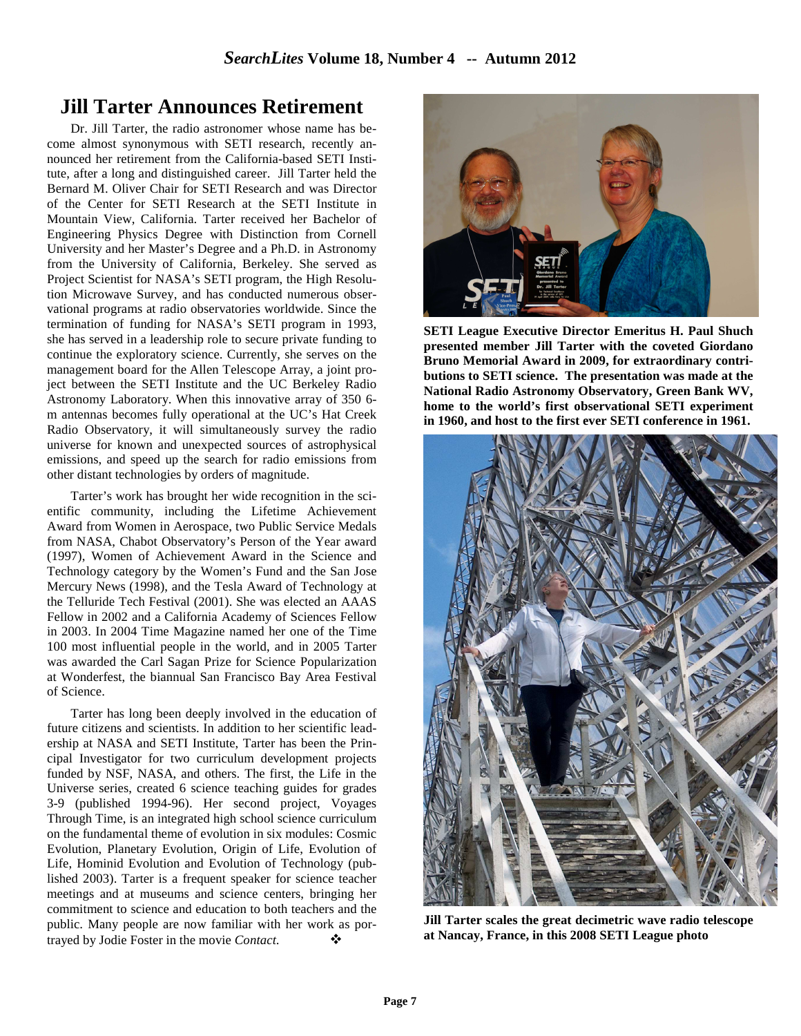## Jill Tarter Announces Retirement

Dr. Jill Tarter, the radio astronomer whose name has become almost synonymous with SETI research, recently announced her retirement from the California-based SETI Institute, after a long and distinguished career. Jill Tarter held the Bernard M. Oliver Chair for SETI Research and was Director of the Center for SETI Research at the SETI Institute in Mountain View, California. Tarter received her Bachelor of Engineering Physics Degree with Distinction from Cornell University and her Master's Degree and a Ph.D. in Astronomy from the University of California, Berkeley. She served as Project Scientist for NASA's SETI program, the High Resolution Microwave Survey, and has conducted numerous observational programs at radio observatories worldwide. Since the termination of funding for NASA's SETI program in 1993, she has served in a leadership role to secure private funding to continue the exploratory science. Currently, she serves on the management board for the Allen Telescope Array, a joint project between the SETI Institute and the UC Berkeley Radio Astronomy Laboratory. When this innovative array of 350 6-m antennas becomes fully operational at the UC's Hat Creek Radio Observatory, it will simultaneously survey the radio universe for known and unexpected sources of astrophysical emissions, and speed up the search for radio emissions from other distant technologies by orders of magnitude.

Tarter's work has brought her wide recognition in the scientific community, including the Lifetime Achievement Award from Women in Aerospace, two Public Service Medals from NASA, Chabot Observatory's Person of the Year award (1997), Women of Achievement Award in the Science and Technology category by the Women's Fund and the San Jose Mercury News (1998), and the Tesla Award of Technology at the Telluride Tech Festival (2001). She was elected an AAAS Fellow in 2002 and a California Academy of Sciences Fellow in 2003. In 2004 Time Magazine named her one of the Time 100 most influential people in the world, and in 2005 Tarter was awarded the Carl Sagan Prize for Science Popularization at Wonderfest, the biannual San Francisco Bay Area Festival of Science.

Tarter has long been deeply involved in the education of future citizens and scientists. In addition to her scientific leadership at NASA and SETI Institute, Tarter has been the Principal Investigator for two curriculum development projects funded by NSF, NASA, and others. The first, the Life in the Universe series, created 6 science teaching guides for grades 3-9 (published 1994-96). Her second project, Voyages Through Time, is an integrated high school science curriculum on the fundamental theme of evolution in six modules: Cosmic Evolution, Planetary Evolution, Origin of Life, Evolution of Life, Hominid Evolution and Evolution of Technology (published 2003). Tarter is a frequent speaker for science teacher meetings and at museums and science centers, bringing her commitment to science and education to both teachers and the public. Many people are now familiar with her work as portrayed by Jodie Foster in the movie *Contact*. ❖

**SETI League Executive Director Emeritus H. Paul Shuch presented member Jill Tarter with the coveted Giordano Bruno Memorial Award in 2009, for extraordinary contributions to SETI science. The presentation was made at the National Radio Astronomy Observatory, Green Bank WV, home to the world's first observational SETI experiment in 1960, and host to the first ever SETI conference in 1961.**

**Jill Tarter scales the great decimetric wave radio telescope at Nancay, France, in this 2008 SETI League photo**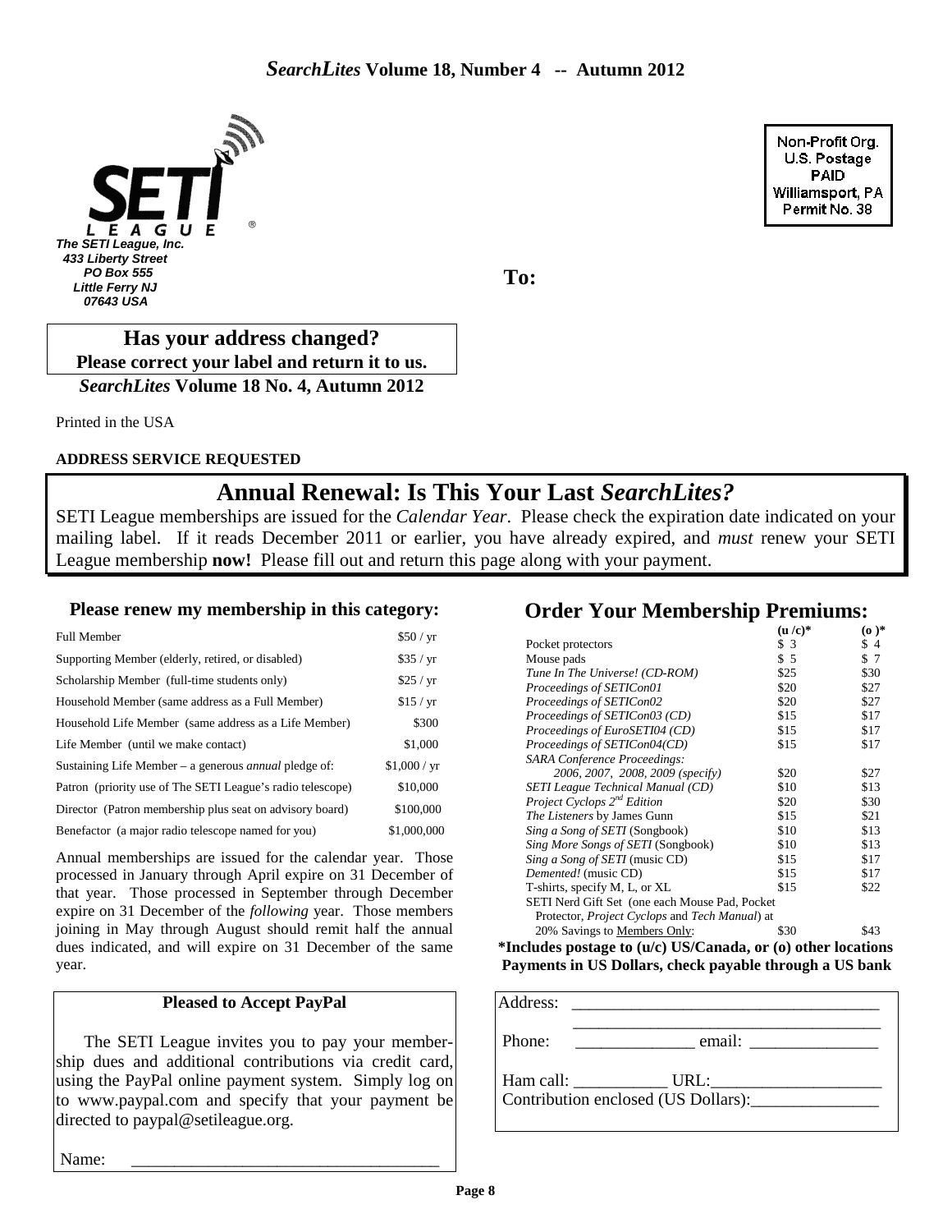**The SETI League, Inc.**
**433 Liberty Street**
**PO Box 555**
**Little Ferry NJ**
**07643 USA**

Non-Profit Org.
U.S. Postage
PAID
Williamsport, PA
Permit No. 38

**To:**

**Has your address changed?**
**Please correct your label and return it to us.**

***SearchLites* Volume 18 No. 4, Autumn 2012**

Printed in the USA

**ADDRESS SERVICE REQUESTED**

# Annual Renewal: Is This Your Last *SearchLites?*

SETI League memberships are issued for the *Calendar Year*. Please check the expiration date indicated on your mailing label. If it reads December 2011 or earlier, you have already expired, and *must* renew your SETI League membership **now!** Please fill out and return this page along with your payment.

## Please renew my membership in this category:

| | |
|---|---|
| Full Member | $50 / yr |
| Supporting Member (elderly, retired, or disabled) | $35 / yr |
| Scholarship Member (full-time students only) | $25 / yr |
| Household Member (same address as a Full Member) | $15 / yr |
| Household Life Member (same address as a Life Member) | $300 |
| Life Member (until we make contact) | $1,000 |
| Sustaining Life Member – a generous *annual* pledge of: | $1,000 / yr |
| Patron (priority use of The SETI League's radio telescope) | $10,000 |
| Director (Patron membership plus seat on advisory board) | $100,000 |
| Benefactor (a major radio telescope named for you) | $1,000,000 |

Annual memberships are issued for the calendar year. Those processed in January through April expire on 31 December of that year. Those processed in September through December expire on 31 December of the *following* year. Those members joining in May through August should remit half the annual dues indicated, and will expire on 31 December of the same year.

### Pleased to Accept PayPal

The SETI League invites you to pay your membership dues and additional contributions via credit card, using the PayPal online payment system. Simply log on to www.paypal.com and specify that your payment be directed to paypal@setileague.org.

Name: ___________________________________

## Order Your Membership Premiums:

| | (u /c)* | (o )* |
|---|---|---|
| Pocket protectors | $ 3 | $ 4 |
| Mouse pads | $ 5 | $ 7 |
| *Tune In The Universe! (CD-ROM)* | $25 | $30 |
| *Proceedings of SETICon01* | $20 | $27 |
| *Proceedings of SETICon02* | $20 | $27 |
| *Proceedings of SETICon03 (CD)* | $15 | $17 |
| *Proceedings of EuroSETI04 (CD)* | $15 | $17 |
| *Proceedings of SETICon04(CD)* | $15 | $17 |
| *SARA Conference Proceedings: 2006, 2007, 2008, 2009 (specify)* | $20 | $27 |
| *SETI League Technical Manual (CD)* | $10 | $13 |
| *Project Cyclops 2nd Edition* | $20 | $30 |
| *The Listeners* by James Gunn | $15 | $21 |
| *Sing a Song of SETI* (Songbook) | $10 | $13 |
| *Sing More Songs of SETI* (Songbook) | $10 | $13 |
| *Sing a Song of SETI* (music CD) | $15 | $17 |
| *Demented!* (music CD) | $15 | $17 |
| T-shirts, specify M, L, or XL | $15 | $22 |
| SETI Nerd Gift Set (one each Mouse Pad, Pocket Protector, *Project Cyclops* and *Tech Manual*) at 20% Savings to Members Only: | $30 | $43 |

**\*Includes postage to (u/c) US/Canada, or (o) other locations**
**Payments in US Dollars, check payable through a US bank**

Address: ___________________________________
___________________________________

Phone: ______________ email: _______________

Ham call: ___________ URL:____________________

Contribution enclosed (US Dollars):_______________